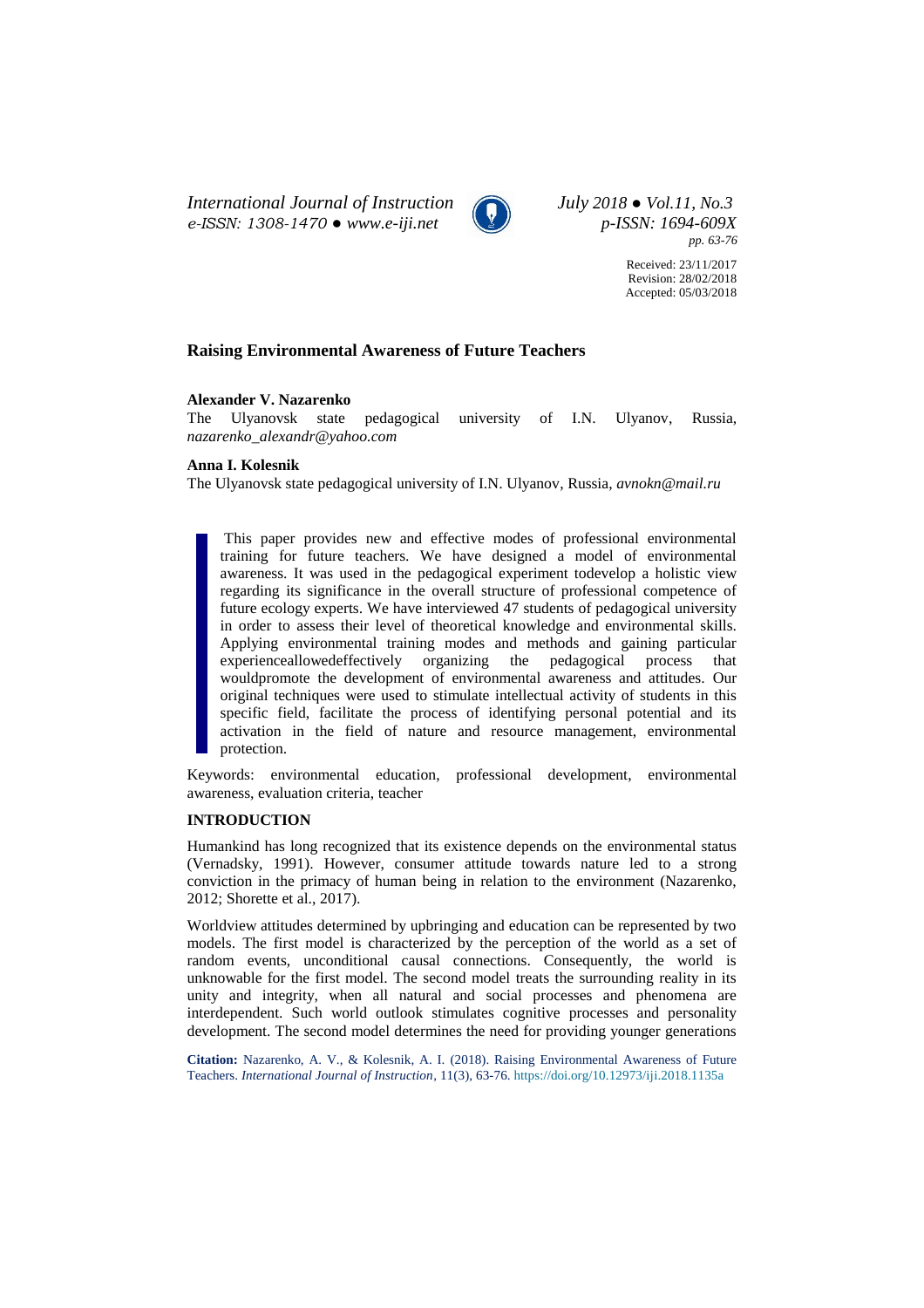*International Journal of Instruction*
*e-ISSN: 1308-1470 ● www.e-iji.net*

*July 2018 ● Vol.11, No.3*
*p-ISSN: 1694-609X*
*pp. 63-76*

Received: 23/11/2017
Revision: 28/02/2018
Accepted: 05/03/2018

# Raising Environmental Awareness of Future Teachers

**Alexander V. Nazarenko**
The Ulyanovsk state pedagogical university of I.N. Ulyanov, Russia, *nazarenko_alexandr@yahoo.com*

**Anna I. Kolesnik**
The Ulyanovsk state pedagogical university of I.N. Ulyanov, Russia, *avnokn@mail.ru*

This paper provides new and effective modes of professional environmental training for future teachers. We have designed a model of environmental awareness. It was used in the pedagogical experiment todevelop a holistic view regarding its significance in the overall structure of professional competence of future ecology experts. We have interviewed 47 students of pedagogical university in order to assess their level of theoretical knowledge and environmental skills. Applying environmental training modes and methods and gaining particular experienceallowedeffectively organizing the pedagogical process that wouldpromote the development of environmental awareness and attitudes. Our original techniques were used to stimulate intellectual activity of students in this specific field, facilitate the process of identifying personal potential and its activation in the field of nature and resource management, environmental protection.

Keywords: environmental education, professional development, environmental awareness, evaluation criteria, teacher

## INTRODUCTION

Humankind has long recognized that its existence depends on the environmental status (Vernadsky, 1991). However, consumer attitude towards nature led to a strong conviction in the primacy of human being in relation to the environment (Nazarenko, 2012; Shorette et al., 2017).

Worldview attitudes determined by upbringing and education can be represented by two models. The first model is characterized by the perception of the world as a set of random events, unconditional causal connections. Consequently, the world is unknowable for the first model. The second model treats the surrounding reality in its unity and integrity, when all natural and social processes and phenomena are interdependent. Such world outlook stimulates cognitive processes and personality development. The second model determines the need for providing younger generations

**Citation:** Nazarenko, A. V., & Kolesnik, A. I. (2018). Raising Environmental Awareness of Future Teachers. *International Journal of Instruction*, 11(3), 63-76. https://doi.org/10.12973/iji.2018.1135a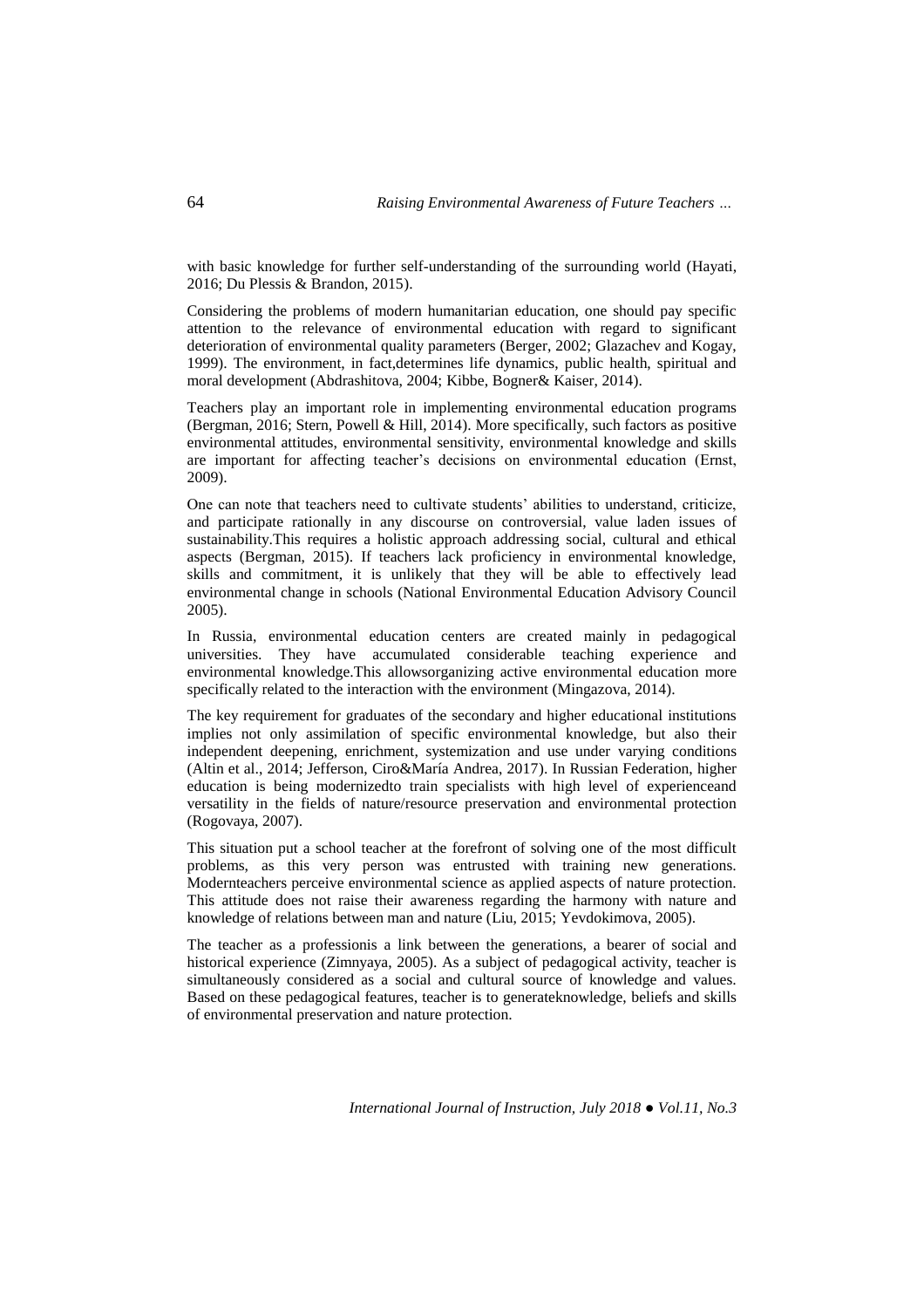with basic knowledge for further self-understanding of the surrounding world (Hayati, 2016; Du Plessis & Brandon, 2015).

Considering the problems of modern humanitarian education, one should pay specific attention to the relevance of environmental education with regard to significant deterioration of environmental quality parameters (Berger, 2002; Glazachev and Kogay, 1999). The environment, in fact,determines life dynamics, public health, spiritual and moral development (Abdrashitova, 2004; Kibbe, Bogner& Kaiser, 2014).

Teachers play an important role in implementing environmental education programs (Bergman, 2016; Stern, Powell & Hill, 2014). More specifically, such factors as positive environmental attitudes, environmental sensitivity, environmental knowledge and skills are important for affecting teacher's decisions on environmental education (Ernst, 2009).

One can note that teachers need to cultivate students' abilities to understand, criticize, and participate rationally in any discourse on controversial, value laden issues of sustainability.This requires a holistic approach addressing social, cultural and ethical aspects (Bergman, 2015). If teachers lack proficiency in environmental knowledge, skills and commitment, it is unlikely that they will be able to effectively lead environmental change in schools (National Environmental Education Advisory Council 2005).

In Russia, environmental education centers are created mainly in pedagogical universities. They have accumulated considerable teaching experience and environmental knowledge.This allowsorganizing active environmental education more specifically related to the interaction with the environment (Mingazova, 2014).

The key requirement for graduates of the secondary and higher educational institutions implies not only assimilation of specific environmental knowledge, but also their independent deepening, enrichment, systemization and use under varying conditions (Altin et al., 2014; Jefferson, Ciro&María Andrea, 2017). In Russian Federation, higher education is being modernizedto train specialists with high level of experienceand versatility in the fields of nature/resource preservation and environmental protection (Rogovaya, 2007).

This situation put a school teacher at the forefront of solving one of the most difficult problems, as this very person was entrusted with training new generations. Modernteachers perceive environmental science as applied aspects of nature protection. This attitude does not raise their awareness regarding the harmony with nature and knowledge of relations between man and nature (Liu, 2015; Yevdokimova, 2005).

The teacher as a professionis a link between the generations, a bearer of social and historical experience (Zimnyaya, 2005). As a subject of pedagogical activity, teacher is simultaneously considered as a social and cultural source of knowledge and values. Based on these pedagogical features, teacher is to generateknowledge, beliefs and skills of environmental preservation and nature protection.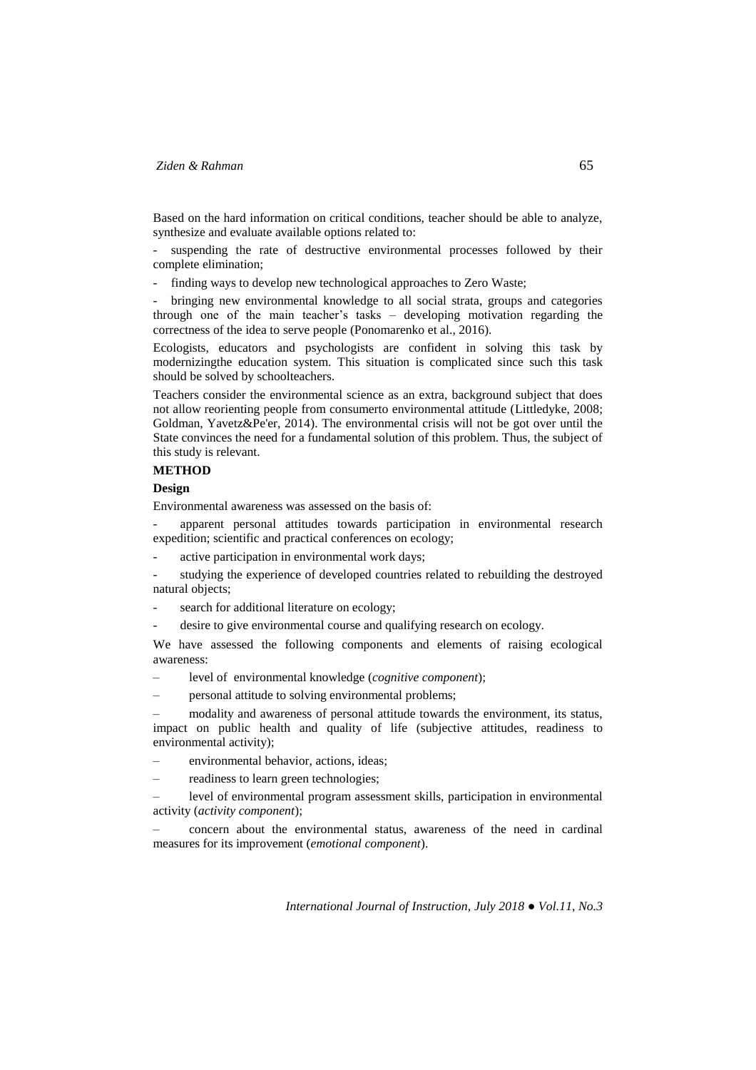Based on the hard information on critical conditions, teacher should be able to analyze, synthesize and evaluate available options related to:

- suspending the rate of destructive environmental processes followed by their complete elimination;
- finding ways to develop new technological approaches to Zero Waste;
- bringing new environmental knowledge to all social strata, groups and categories through one of the main teacher's tasks – developing motivation regarding the correctness of the idea to serve people (Ponomarenko et al., 2016).

Ecologists, educators and psychologists are confident in solving this task by modernizingthe education system. This situation is complicated since such this task should be solved by schoolteachers.

Teachers consider the environmental science as an extra, background subject that does not allow reorienting people from consumerto environmental attitude (Littledyke, 2008; Goldman, Yavetz&Pe'er, 2014). The environmental crisis will not be got over until the State convinces the need for a fundamental solution of this problem. Thus, the subject of this study is relevant.

## METHOD

### Design

Environmental awareness was assessed on the basis of:

- apparent personal attitudes towards participation in environmental research expedition; scientific and practical conferences on ecology;
- active participation in environmental work days;
- studying the experience of developed countries related to rebuilding the destroyed natural objects;
- search for additional literature on ecology;
- desire to give environmental course and qualifying research on ecology.

We have assessed the following components and elements of raising ecological awareness:

- level of environmental knowledge (*cognitive component*);
- personal attitude to solving environmental problems;
- modality and awareness of personal attitude towards the environment, its status, impact on public health and quality of life (subjective attitudes, readiness to environmental activity);
- environmental behavior, actions, ideas;
- readiness to learn green technologies;
- level of environmental program assessment skills, participation in environmental activity (*activity component*);
- concern about the environmental status, awareness of the need in cardinal measures for its improvement (*emotional component*).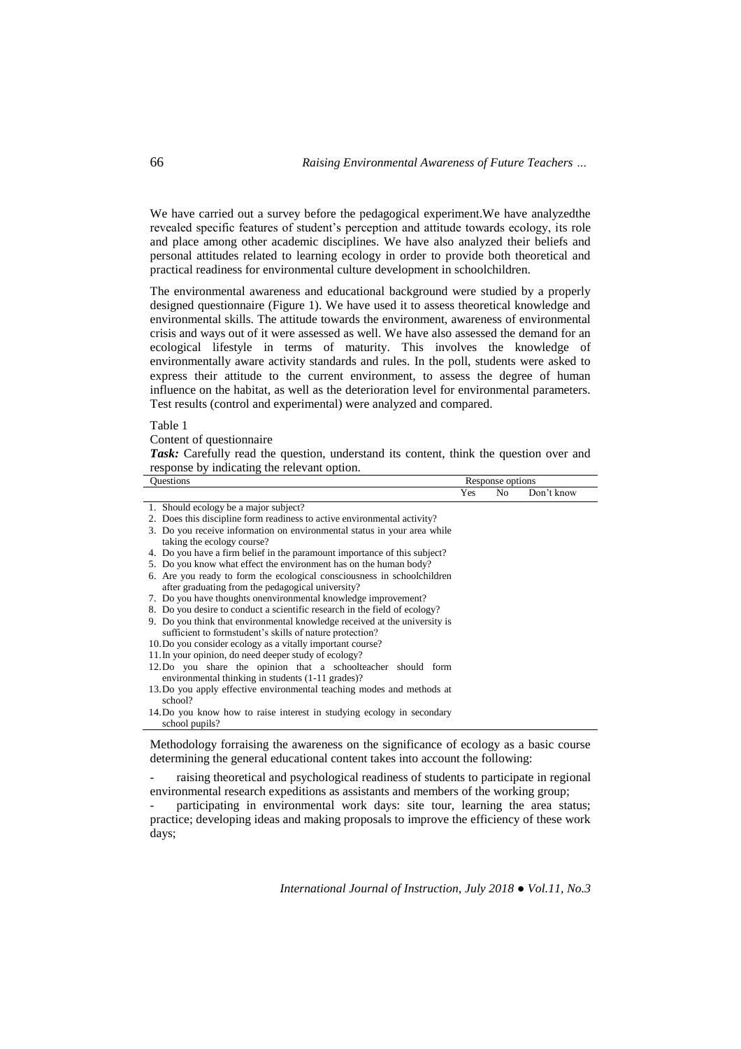We have carried out a survey before the pedagogical experiment.We have analyzedthe revealed specific features of student's perception and attitude towards ecology, its role and place among other academic disciplines. We have also analyzed their beliefs and personal attitudes related to learning ecology in order to provide both theoretical and practical readiness for environmental culture development in schoolchildren.

The environmental awareness and educational background were studied by a properly designed questionnaire (Figure 1). We have used it to assess theoretical knowledge and environmental skills. The attitude towards the environment, awareness of environmental crisis and ways out of it were assessed as well. We have also assessed the demand for an ecological lifestyle in terms of maturity. This involves the knowledge of environmentally aware activity standards and rules. In the poll, students were asked to express their attitude to the current environment, to assess the degree of human influence on the habitat, as well as the deterioration level for environmental parameters. Test results (control and experimental) were analyzed and compared.

Table 1

Content of questionnaire

***Task:*** Carefully read the question, understand its content, think the question over and response by indicating the relevant option.

| Questions | Response options | | |
|---|---|---|---|
| | Yes | No | Don't know |
| 1. Should ecology be a major subject? | | | |
| 2. Does this discipline form readiness to active environmental activity? | | | |
| 3. Do you receive information on environmental status in your area while taking the ecology course? | | | |
| 4. Do you have a firm belief in the paramount importance of this subject? | | | |
| 5. Do you know what effect the environment has on the human body? | | | |
| 6. Are you ready to form the ecological consciousness in schoolchildren after graduating from the pedagogical university? | | | |
| 7. Do you have thoughts onenvironmental knowledge improvement? | | | |
| 8. Do you desire to conduct a scientific research in the field of ecology? | | | |
| 9. Do you think that environmental knowledge received at the university is sufficient to formstudent's skills of nature protection? | | | |
| 10. Do you consider ecology as a vitally important course? | | | |
| 11. In your opinion, do need deeper study of ecology? | | | |
| 12. Do you share the opinion that a schoolteacher should form environmental thinking in students (1-11 grades)? | | | |
| 13. Do you apply effective environmental teaching modes and methods at school? | | | |
| 14. Do you know how to raise interest in studying ecology in secondary school pupils? | | | |

Methodology forraising the awareness on the significance of ecology as a basic course determining the general educational content takes into account the following:

- raising theoretical and psychological readiness of students to participate in regional environmental research expeditions as assistants and members of the working group;
- participating in environmental work days: site tour, learning the area status; practice; developing ideas and making proposals to improve the efficiency of these work days;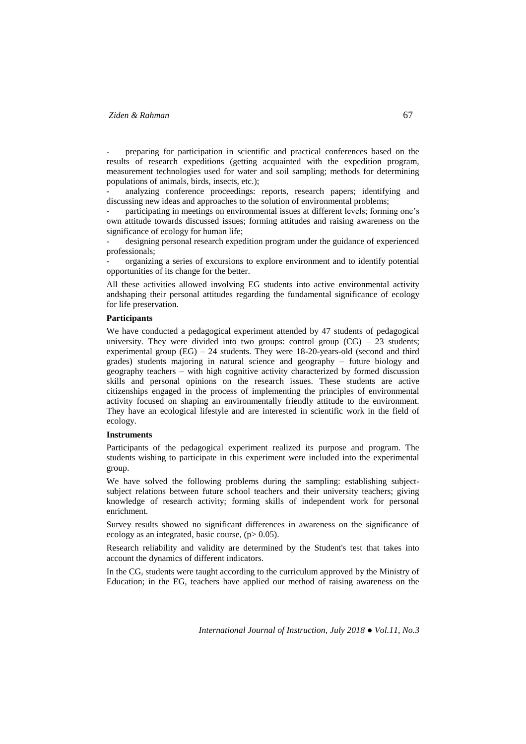- preparing for participation in scientific and practical conferences based on the results of research expeditions (getting acquainted with the expedition program, measurement technologies used for water and soil sampling; methods for determining populations of animals, birds, insects, etc.);
- analyzing conference proceedings: reports, research papers; identifying and discussing new ideas and approaches to the solution of environmental problems;
- participating in meetings on environmental issues at different levels; forming one's own attitude towards discussed issues; forming attitudes and raising awareness on the significance of ecology for human life;
- designing personal research expedition program under the guidance of experienced professionals;
- organizing a series of excursions to explore environment and to identify potential opportunities of its change for the better.

All these activities allowed involving EG students into active environmental activity andshaping their personal attitudes regarding the fundamental significance of ecology for life preservation.

**Participants**

We have conducted a pedagogical experiment attended by 47 students of pedagogical university. They were divided into two groups: control group (CG) – 23 students; experimental group (EG) – 24 students. They were 18-20-years-old (second and third grades) students majoring in natural science and geography – future biology and geography teachers – with high cognitive activity characterized by formed discussion skills and personal opinions on the research issues. These students are active citizenships engaged in the process of implementing the principles of environmental activity focused on shaping an environmentally friendly attitude to the environment. They have an ecological lifestyle and are interested in scientific work in the field of ecology.

**Instruments**

Participants of the pedagogical experiment realized its purpose and program. The students wishing to participate in this experiment were included into the experimental group.

We have solved the following problems during the sampling: establishing subject-subject relations between future school teachers and their university teachers; giving knowledge of research activity; forming skills of independent work for personal enrichment.

Survey results showed no significant differences in awareness on the significance of ecology as an integrated, basic course, ($p > 0.05$).

Research reliability and validity are determined by the Student's test that takes into account the dynamics of different indicators.

In the CG, students were taught according to the curriculum approved by the Ministry of Education; in the EG, teachers have applied our method of raising awareness on the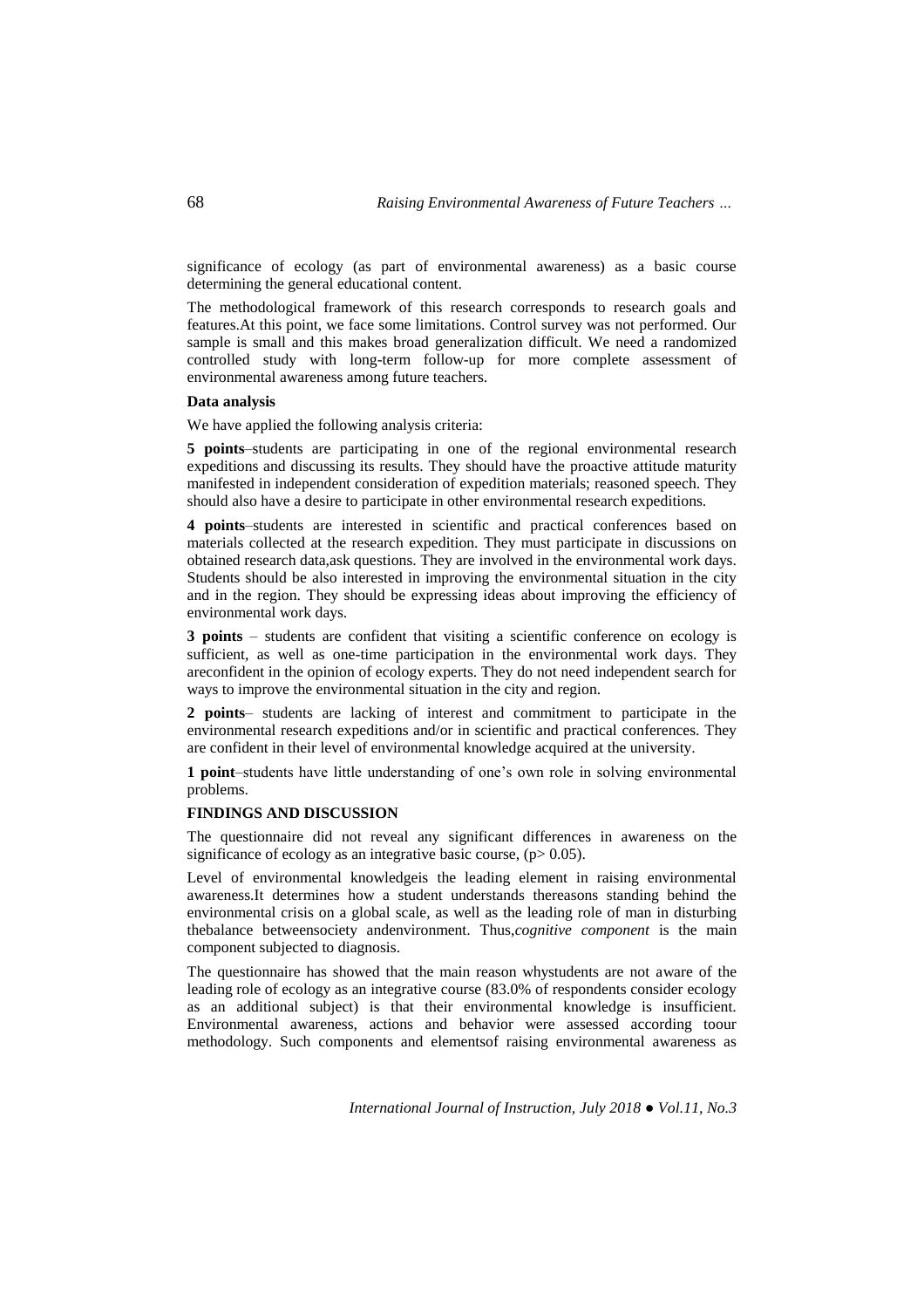significance of ecology (as part of environmental awareness) as a basic course determining the general educational content.

The methodological framework of this research corresponds to research goals and features.At this point, we face some limitations. Control survey was not performed. Our sample is small and this makes broad generalization difficult. We need a randomized controlled study with long-term follow-up for more complete assessment of environmental awareness among future teachers.

**Data analysis**

We have applied the following analysis criteria:

**5 points**–students are participating in one of the regional environmental research expeditions and discussing its results. They should have the proactive attitude maturity manifested in independent consideration of expedition materials; reasoned speech. They should also have a desire to participate in other environmental research expeditions.

**4 points**–students are interested in scientific and practical conferences based on materials collected at the research expedition. They must participate in discussions on obtained research data,ask questions. They are involved in the environmental work days. Students should be also interested in improving the environmental situation in the city and in the region. They should be expressing ideas about improving the efficiency of environmental work days.

**3 points** – students are confident that visiting a scientific conference on ecology is sufficient, as well as one-time participation in the environmental work days. They areconfident in the opinion of ecology experts. They do not need independent search for ways to improve the environmental situation in the city and region.

**2 points**– students are lacking of interest and commitment to participate in the environmental research expeditions and/or in scientific and practical conferences. They are confident in their level of environmental knowledge acquired at the university.

**1 point**–students have little understanding of one's own role in solving environmental problems.

**FINDINGS AND DISCUSSION**

The questionnaire did not reveal any significant differences in awareness on the significance of ecology as an integrative basic course, ($p > 0.05$).

Level of environmental knowledgeis the leading element in raising environmental awareness.It determines how a student understands thereasons standing behind the environmental crisis on a global scale, as well as the leading role of man in disturbing thebalance betweensociety andenvironment. Thus,*cognitive component* is the main component subjected to diagnosis.

The questionnaire has showed that the main reason whystudents are not aware of the leading role of ecology as an integrative course (83.0% of respondents consider ecology as an additional subject) is that their environmental knowledge is insufficient. Environmental awareness, actions and behavior were assessed according toour methodology. Such components and elementsof raising environmental awareness as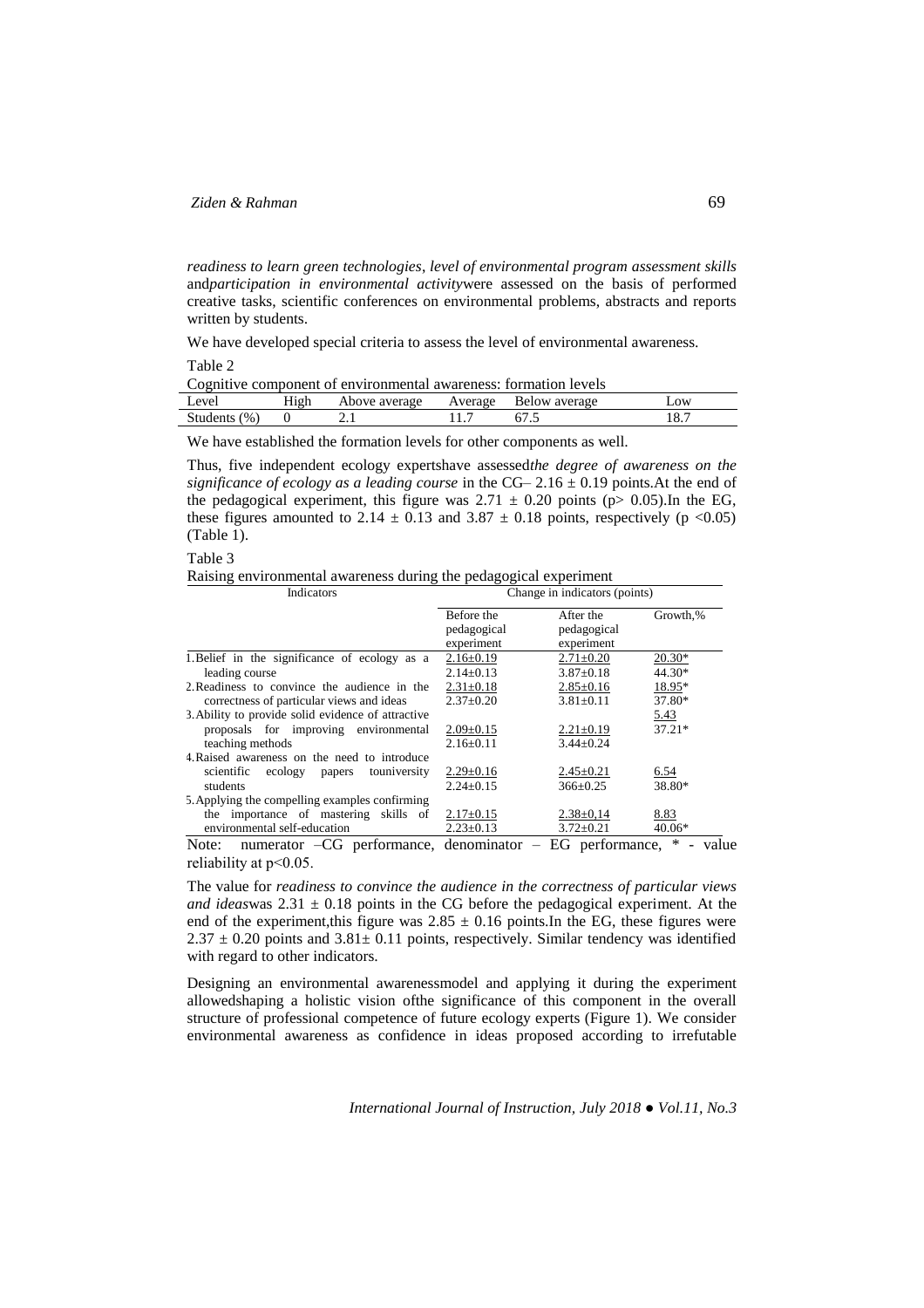*readiness to learn green technologies*, *level of environmental program assessment skills* and*participation in environmental activity*were assessed on the basis of performed creative tasks, scientific conferences on environmental problems, abstracts and reports written by students.

We have developed special criteria to assess the level of environmental awareness.

Table 2

Cognitive component of environmental awareness: formation levels

| Level | High | Above average | Average | Below average | Low |
|---|---|---|---|---|---|
| Students (%) | 0 | 2.1 | 11.7 | 67.5 | 18.7 |

We have established the formation levels for other components as well.

Thus, five independent ecology expertshave assessed*the degree of awareness on the significance of ecology as a leading course* in the CG– 2.16 ± 0.19 points.At the end of the pedagogical experiment, this figure was 2.71 ± 0.20 points ($p > 0.05$).In the EG, these figures amounted to 2.14 ± 0.13 and 3.87 ± 0.18 points, respectively ($p < 0.05$) (Table 1).

Table 3

Raising environmental awareness during the pedagogical experiment

| Indicators | Change in indicators (points) | | |
|---|---|---|---|
| | Before the pedagogical experiment | After the pedagogical experiment | Growth,% |
| 1.Belief in the significance of ecology as a leading course | 2.16±0.19<br>2.14±0.13 | 2.71±0.20<br>3.87±0.18 | 20.30*<br>44.30* |
| 2.Readiness to convince the audience in the correctness of particular views and ideas | 2.31±0.18<br>2.37±0.20 | 2.85±0.16<br>3.81±0.11 | 18.95*<br>37.80* |
| 3.Ability to provide solid evidence of attractive proposals for improving environmental teaching methods | 2.09±0.15<br>2.16±0.11 | 2.21±0.19<br>3.44±0.24 | 5.43<br>37.21* |
| 4.Raised awareness on the need to introduce scientific ecology papers touniversity students | 2.29±0.16<br>2.24±0.15 | 2.45±0.21<br>366±0.25 | 6.54<br>38.80* |
| 5.Applying the compelling examples confirming the importance of mastering skills of environmental self-education | 2.17±0.15<br>2.23±0.13 | 2.38±0,14<br>3.72±0.21 | 8.83<br>40.06* |

Note: numerator –CG performance, denominator – EG performance, * - value reliability at $p<0.05$.

The value for *readiness to convince the audience in the correctness of particular views and ideas*was 2.31 ± 0.18 points in the CG before the pedagogical experiment. At the end of the experiment,this figure was 2.85 ± 0.16 points.In the EG, these figures were 2.37 ± 0.20 points and 3.81± 0.11 points, respectively. Similar tendency was identified with regard to other indicators.

Designing an environmental awarenessmodel and applying it during the experiment allowedshaping a holistic vision ofthe significance of this component in the overall structure of professional competence of future ecology experts (Figure 1). We consider environmental awareness as confidence in ideas proposed according to irrefutable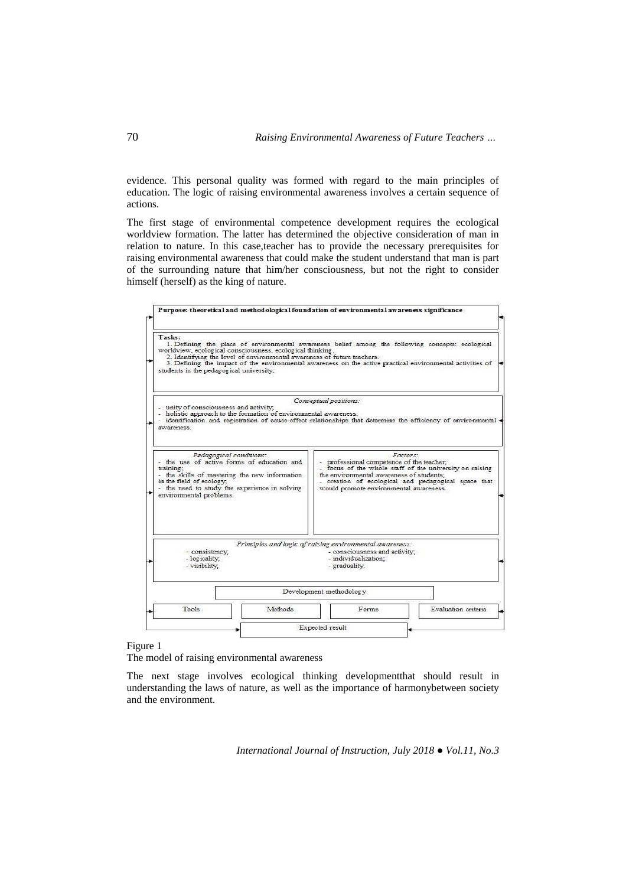evidence. This personal quality was formed with regard to the main principles of education. The logic of raising environmental awareness involves a certain sequence of actions.

The first stage of environmental competence development requires the ecological worldview formation. The latter has determined the objective consideration of man in relation to nature. In this case,teacher has to provide the necessary prerequisites for raising environmental awareness that could make the student understand that man is part of the surrounding nature that him/her consciousness, but not the right to consider himself (herself) as the king of nature.

**Purpose: theoretical and methodological foundation of environmental awareness significance**

**Tasks:**

1. Defining the place of environmental awareness belief among the following concepts: ecological worldview, ecological consciousness, ecological thinking.
2. Identifying the level of environmental awareness of future teachers.
3. Defining the impact of the environmental awareness on the active practical environmental activities of students in the pedagogical university.

*Conceptual positions:*

- unity of consciousness and activity;
- holistic approach to the formation of environmental awareness;
- identification and registration of cause-effect relationships that determine the efficiency of environmental awareness.

*Pedagogical conditions:*

- the use of active forms of education and training;
- the skills of mastering the new information in the field of ecology;
- the need to study the experience in solving environmental problems.

*Factors:*

- professional competence of the teacher;
- focus of the whole staff of the university on raising the environmental awareness of students;
- creation of ecological and pedagogical space that would promote environmental awareness.

*Principles and logic of raising environmental awareness:*

- consistency;
- logicality;
- visibility;
- consciousness and activity;
- individualization;
- graduality.

Development methodology

Tools | Methods | Forms | Evaluation criteria

Expected result

Figure 1

The model of raising environmental awareness

The next stage involves ecological thinking developmentthat should result in understanding the laws of nature, as well as the importance of harmonybetween society and the environment.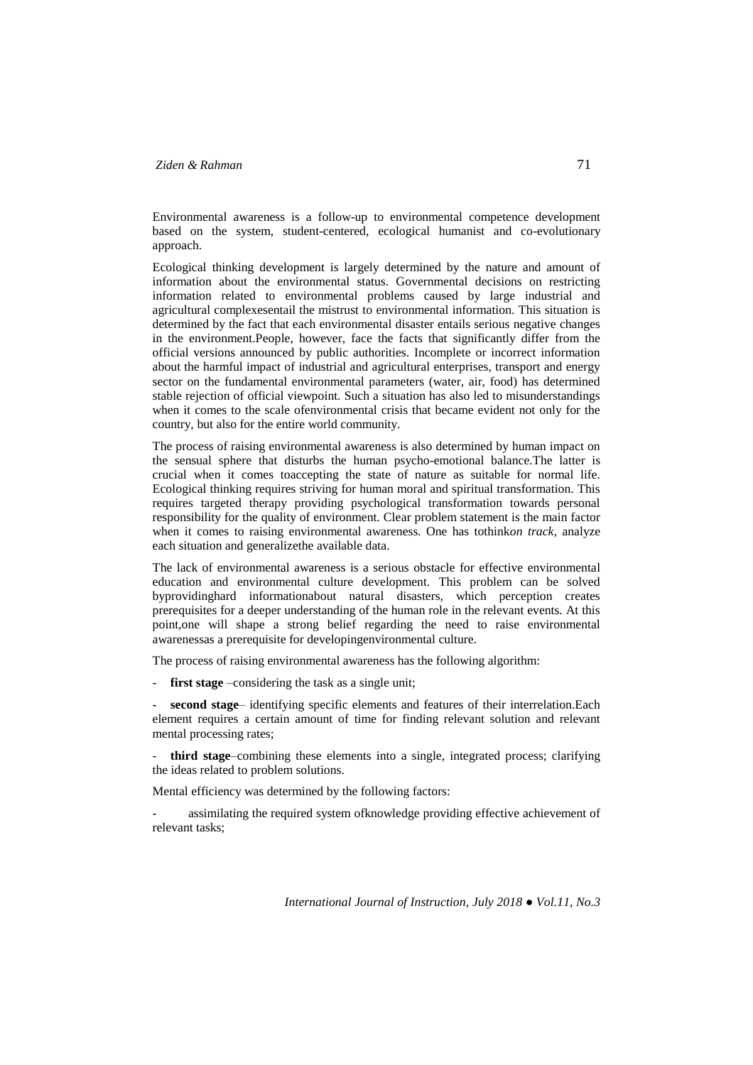Environmental awareness is a follow-up to environmental competence development based on the system, student-centered, ecological humanist and co-evolutionary approach.

Ecological thinking development is largely determined by the nature and amount of information about the environmental status. Governmental decisions on restricting information related to environmental problems caused by large industrial and agricultural complexesentail the mistrust to environmental information. This situation is determined by the fact that each environmental disaster entails serious negative changes in the environment.People, however, face the facts that significantly differ from the official versions announced by public authorities. Incomplete or incorrect information about the harmful impact of industrial and agricultural enterprises, transport and energy sector on the fundamental environmental parameters (water, air, food) has determined stable rejection of official viewpoint. Such a situation has also led to misunderstandings when it comes to the scale ofenvironmental crisis that became evident not only for the country, but also for the entire world community.

The process of raising environmental awareness is also determined by human impact on the sensual sphere that disturbs the human psycho-emotional balance.The latter is crucial when it comes toaccepting the state of nature as suitable for normal life. Ecological thinking requires striving for human moral and spiritual transformation. This requires targeted therapy providing psychological transformation towards personal responsibility for the quality of environment. Clear problem statement is the main factor when it comes to raising environmental awareness. One has tothink*on track*, analyze each situation and generalizethe available data.

The lack of environmental awareness is a serious obstacle for effective environmental education and environmental culture development. This problem can be solved byprovidinghard informationabout natural disasters, which perception creates prerequisites for a deeper understanding of the human role in the relevant events. At this point,one will shape a strong belief regarding the need to raise environmental awarenessas a prerequisite for developingenvironmental culture.

The process of raising environmental awareness has the following algorithm:

- **first stage** –considering the task as a single unit;
- **second stage**– identifying specific elements and features of their interrelation.Each element requires a certain amount of time for finding relevant solution and relevant mental processing rates;
- **third stage**–combining these elements into a single, integrated process; clarifying the ideas related to problem solutions.

Mental efficiency was determined by the following factors:

- assimilating the required system ofknowledge providing effective achievement of relevant tasks;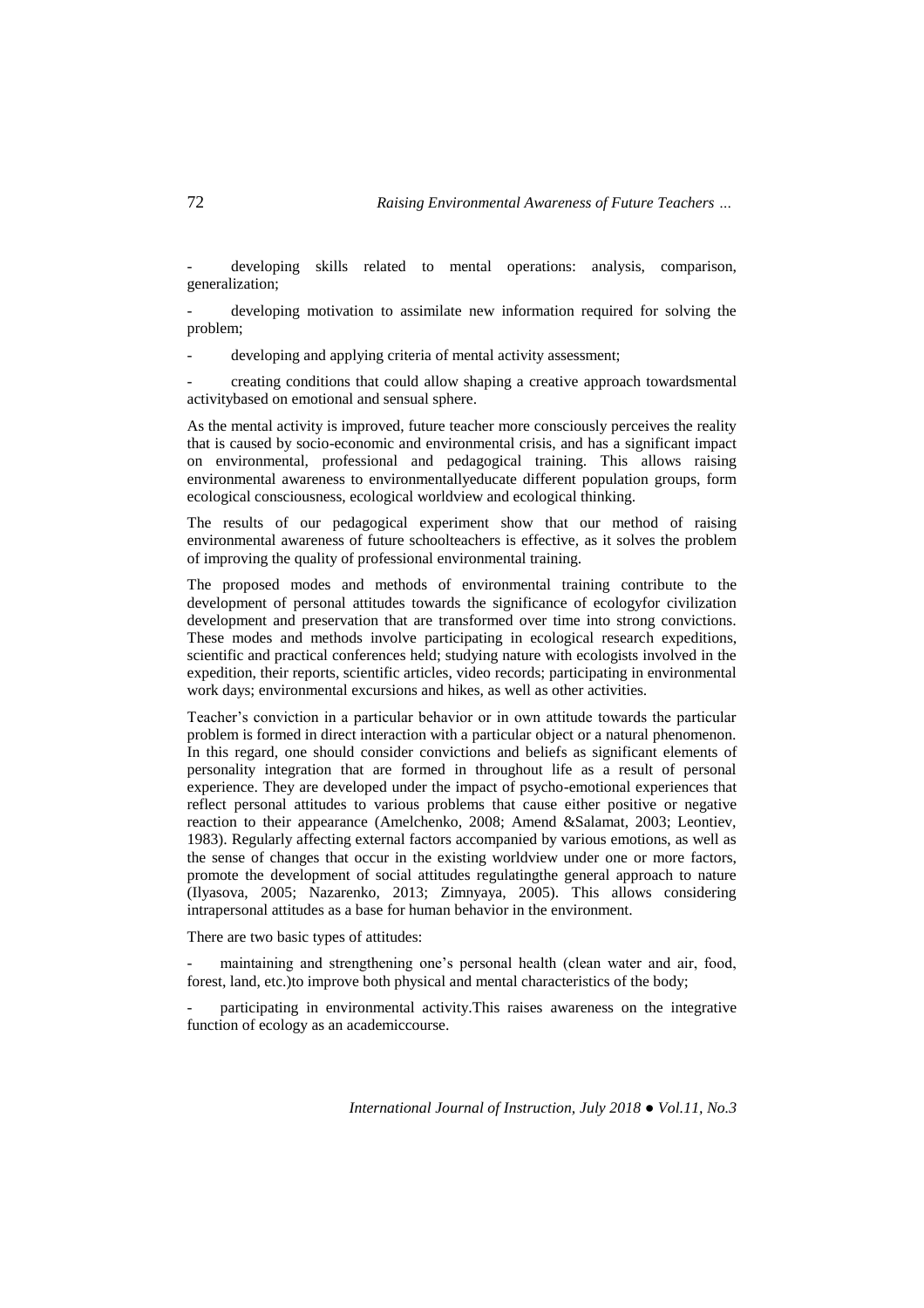- developing skills related to mental operations: analysis, comparison, generalization;

- developing motivation to assimilate new information required for solving the problem;

- developing and applying criteria of mental activity assessment;

- creating conditions that could allow shaping a creative approach towardsmental activitybased on emotional and sensual sphere.

As the mental activity is improved, future teacher more consciously perceives the reality that is caused by socio-economic and environmental crisis, and has a significant impact on environmental, professional and pedagogical training. This allows raising environmental awareness to environmentallyeducate different population groups, form ecological consciousness, ecological worldview and ecological thinking.

The results of our pedagogical experiment show that our method of raising environmental awareness of future schoolteachers is effective, as it solves the problem of improving the quality of professional environmental training.

The proposed modes and methods of environmental training contribute to the development of personal attitudes towards the significance of ecologyfor civilization development and preservation that are transformed over time into strong convictions. These modes and methods involve participating in ecological research expeditions, scientific and practical conferences held; studying nature with ecologists involved in the expedition, their reports, scientific articles, video records; participating in environmental work days; environmental excursions and hikes, as well as other activities.

Teacher's conviction in a particular behavior or in own attitude towards the particular problem is formed in direct interaction with a particular object or a natural phenomenon. In this regard, one should consider convictions and beliefs as significant elements of personality integration that are formed in throughout life as a result of personal experience. They are developed under the impact of psycho-emotional experiences that reflect personal attitudes to various problems that cause either positive or negative reaction to their appearance (Amelchenko, 2008; Amend &Salamat, 2003; Leontiev, 1983). Regularly affecting external factors accompanied by various emotions, as well as the sense of changes that occur in the existing worldview under one or more factors, promote the development of social attitudes regulatingthe general approach to nature (Ilyasova, 2005; Nazarenko, 2013; Zimnyaya, 2005). This allows considering intrapersonal attitudes as a base for human behavior in the environment.

There are two basic types of attitudes:

- maintaining and strengthening one's personal health (clean water and air, food, forest, land, etc.)to improve both physical and mental characteristics of the body;

- participating in environmental activity.This raises awareness on the integrative function of ecology as an academiccourse.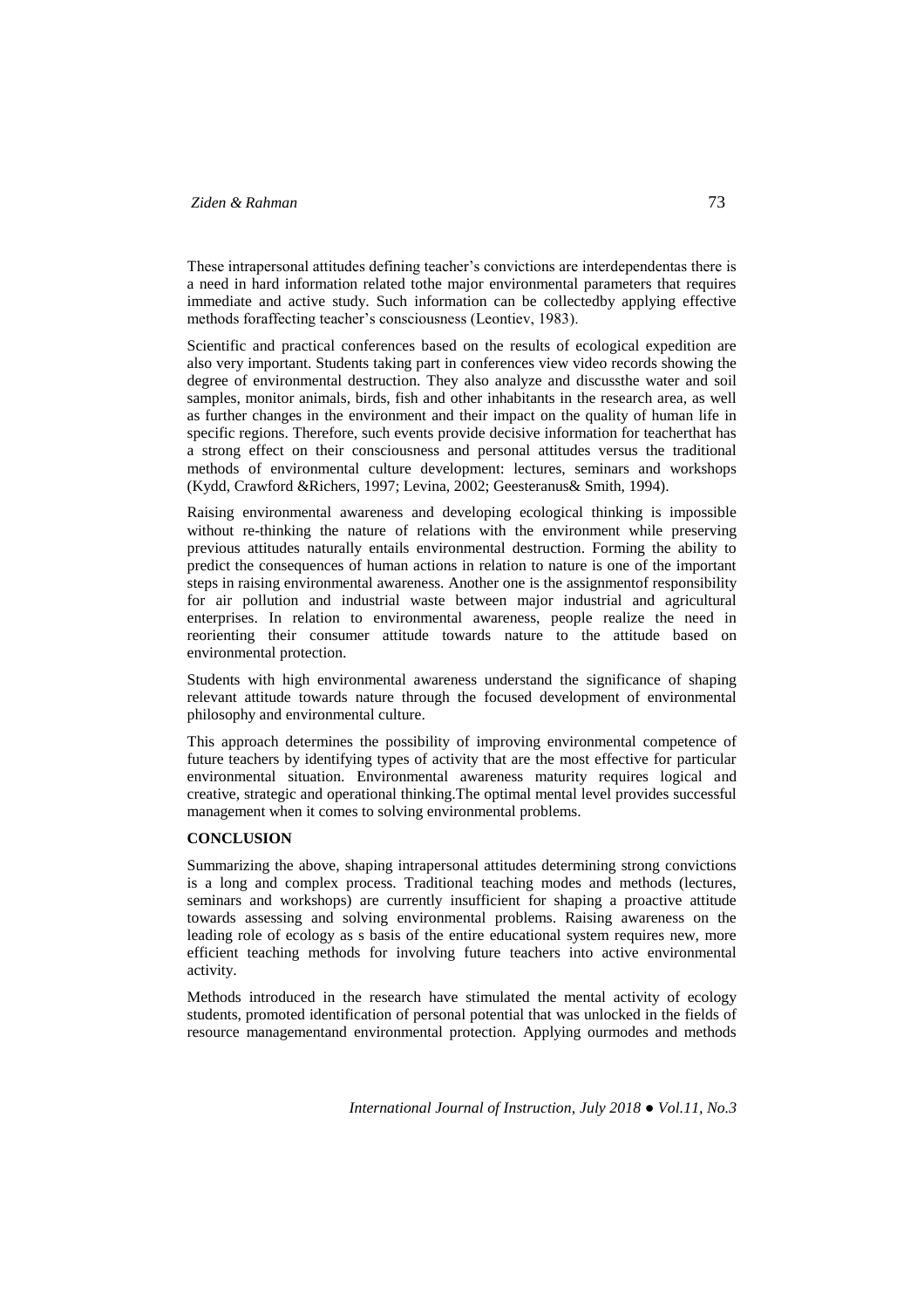These intrapersonal attitudes defining teacher's convictions are interdependentas there is a need in hard information related tothe major environmental parameters that requires immediate and active study. Such information can be collectedby applying effective methods foraffecting teacher's consciousness (Leontiev, 1983).

Scientific and practical conferences based on the results of ecological expedition are also very important. Students taking part in conferences view video records showing the degree of environmental destruction. They also analyze and discussthe water and soil samples, monitor animals, birds, fish and other inhabitants in the research area, as well as further changes in the environment and their impact on the quality of human life in specific regions. Therefore, such events provide decisive information for teacherthat has a strong effect on their consciousness and personal attitudes versus the traditional methods of environmental culture development: lectures, seminars and workshops (Kydd, Crawford &Richers, 1997; Levina, 2002; Geesteranus& Smith, 1994).

Raising environmental awareness and developing ecological thinking is impossible without re-thinking the nature of relations with the environment while preserving previous attitudes naturally entails environmental destruction. Forming the ability to predict the consequences of human actions in relation to nature is one of the important steps in raising environmental awareness. Another one is the assignmentof responsibility for air pollution and industrial waste between major industrial and agricultural enterprises. In relation to environmental awareness, people realize the need in reorienting their consumer attitude towards nature to the attitude based on environmental protection.

Students with high environmental awareness understand the significance of shaping relevant attitude towards nature through the focused development of environmental philosophy and environmental culture.

This approach determines the possibility of improving environmental competence of future teachers by identifying types of activity that are the most effective for particular environmental situation. Environmental awareness maturity requires logical and creative, strategic and operational thinking.The optimal mental level provides successful management when it comes to solving environmental problems.

## CONCLUSION

Summarizing the above, shaping intrapersonal attitudes determining strong convictions is a long and complex process. Traditional teaching modes and methods (lectures, seminars and workshops) are currently insufficient for shaping a proactive attitude towards assessing and solving environmental problems. Raising awareness on the leading role of ecology as s basis of the entire educational system requires new, more efficient teaching methods for involving future teachers into active environmental activity.

Methods introduced in the research have stimulated the mental activity of ecology students, promoted identification of personal potential that was unlocked in the fields of resource managementand environmental protection. Applying ourmodes and methods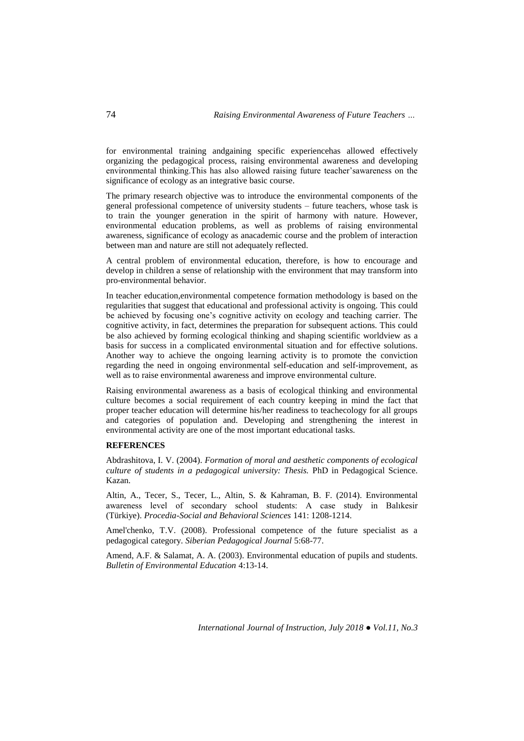for environmental training andgaining specific experiencehas allowed effectively organizing the pedagogical process, raising environmental awareness and developing environmental thinking.This has also allowed raising future teacher'sawareness on the significance of ecology as an integrative basic course.

The primary research objective was to introduce the environmental components of the general professional competence of university students – future teachers, whose task is to train the younger generation in the spirit of harmony with nature. However, environmental education problems, as well as problems of raising environmental awareness, significance of ecology as anacademic course and the problem of interaction between man and nature are still not adequately reflected.

A central problem of environmental education, therefore, is how to encourage and develop in children a sense of relationship with the environment that may transform into pro-environmental behavior.

In teacher education,environmental competence formation methodology is based on the regularities that suggest that educational and professional activity is ongoing. This could be achieved by focusing one's cognitive activity on ecology and teaching carrier. The cognitive activity, in fact, determines the preparation for subsequent actions. This could be also achieved by forming ecological thinking and shaping scientific worldview as a basis for success in a complicated environmental situation and for effective solutions. Another way to achieve the ongoing learning activity is to promote the conviction regarding the need in ongoing environmental self-education and self-improvement, as well as to raise environmental awareness and improve environmental culture.

Raising environmental awareness as a basis of ecological thinking and environmental culture becomes a social requirement of each country keeping in mind the fact that proper teacher education will determine his/her readiness to teachecology for all groups and categories of population and. Developing and strengthening the interest in environmental activity are one of the most important educational tasks.

## REFERENCES

Abdrashitova, I. V. (2004). *Formation of moral and aesthetic components of ecological culture of students in a pedagogical university: Thesis.* PhD in Pedagogical Science. Kazan.

Altin, A., Tecer, S., Tecer, L., Altin, S. & Kahraman, B. F. (2014). Environmental awareness level of secondary school students: A case study in Balıkesir (Türkiye). *Procedia-Social and Behavioral Sciences* 141: 1208-1214.

Amel'chenko, T.V. (2008). Professional competence of the future specialist as a pedagogical category. *Siberian Pedagogical Journal* 5:68-77.

Amend, A.F. & Salamat, A. A. (2003). Environmental education of pupils and students. *Bulletin of Environmental Education* 4:13-14.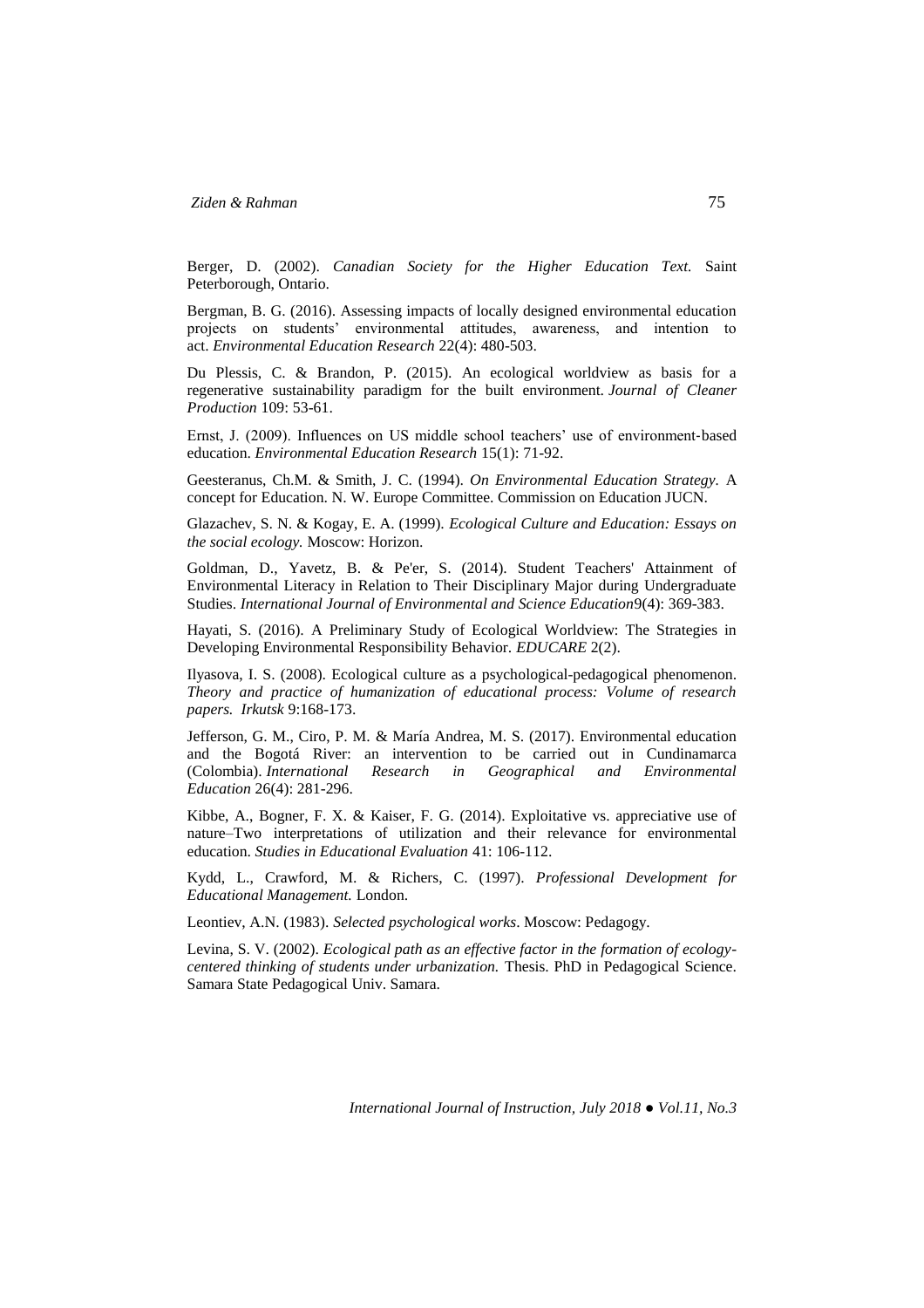Berger, D. (2002). *Canadian Society for the Higher Education Text.* Saint Peterborough, Ontario.

Bergman, B. G. (2016). Assessing impacts of locally designed environmental education projects on students' environmental attitudes, awareness, and intention to act. *Environmental Education Research* 22(4): 480-503.

Du Plessis, C. & Brandon, P. (2015). An ecological worldview as basis for a regenerative sustainability paradigm for the built environment. *Journal of Cleaner Production* 109: 53-61.

Ernst, J. (2009). Influences on US middle school teachers' use of environment‐based education. *Environmental Education Research* 15(1): 71-92.

Geesteranus, Ch.M. & Smith, J. C. (1994). *On Environmental Education Strategy.* A concept for Education. N. W. Europe Committee. Commission on Education JUCN.

Glazachev, S. N. & Kogay, E. A. (1999). *Ecological Culture and Education: Essays on the social ecology.* Moscow: Horizon.

Goldman, D., Yavetz, B. & Pe'er, S. (2014). Student Teachers' Attainment of Environmental Literacy in Relation to Their Disciplinary Major during Undergraduate Studies. *International Journal of Environmental and Science Education*9(4): 369-383.

Hayati, S. (2016). A Preliminary Study of Ecological Worldview: The Strategies in Developing Environmental Responsibility Behavior. *EDUCARE* 2(2).

Ilyasova, I. S. (2008). Ecological culture as a psychological-pedagogical phenomenon. *Theory and practice of humanization of educational process: Volume of research papers. Irkutsk* 9:168-173.

Jefferson, G. M., Ciro, P. M. & María Andrea, M. S. (2017). Environmental education and the Bogotá River: an intervention to be carried out in Cundinamarca (Colombia). *International Research in Geographical and Environmental Education* 26(4): 281-296.

Kibbe, A., Bogner, F. X. & Kaiser, F. G. (2014). Exploitative vs. appreciative use of nature–Two interpretations of utilization and their relevance for environmental education. *Studies in Educational Evaluation* 41: 106-112.

Kydd, L., Crawford, M. & Richers, C. (1997). *Professional Development for Educational Management.* London.

Leontiev, A.N. (1983). *Selected psychological works*. Moscow: Pedagogy.

Levina, S. V. (2002). *Ecological path as an effective factor in the formation of ecology-centered thinking of students under urbanization.* Thesis. PhD in Pedagogical Science. Samara State Pedagogical Univ. Samara.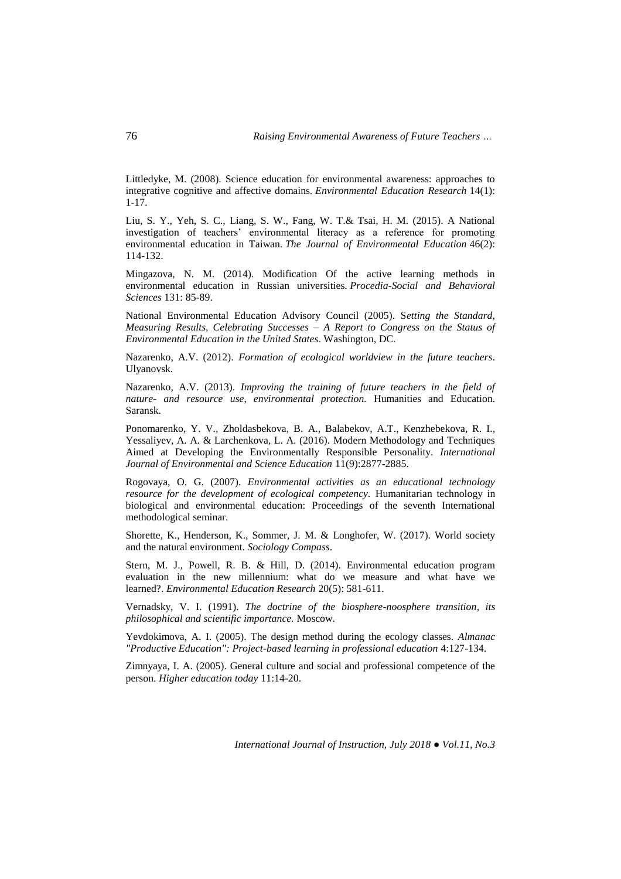Littledyke, M. (2008). Science education for environmental awareness: approaches to integrative cognitive and affective domains. *Environmental Education Research* 14(1): 1-17.

Liu, S. Y., Yeh, S. C., Liang, S. W., Fang, W. T.& Tsai, H. M. (2015). A National investigation of teachers' environmental literacy as a reference for promoting environmental education in Taiwan. *The Journal of Environmental Education* 46(2): 114-132.

Mingazova, N. M. (2014). Modification Of the active learning methods in environmental education in Russian universities. *Procedia-Social and Behavioral Sciences* 131: 85-89.

National Environmental Education Advisory Council (2005). S*etting the Standard, Measuring Results, Celebrating Successes – A Report to Congress on the Status of Environmental Education in the United States*. Washington, DC.

Nazarenko, A.V. (2012). *Formation of ecological worldview in the future teachers*. Ulyanovsk.

Nazarenko, A.V. (2013). *Improving the training of future teachers in the field of nature- and resource use, environmental protection.* Humanities and Education. Saransk.

Ponomarenko, Y. V., Zholdasbekova, B. A., Balabekov, A.T., Kenzhebekova, R. I., Yessaliyev, A. A. & Larchenkova, L. A. (2016). Modern Methodology and Techniques Aimed at Developing the Environmentally Responsible Personality. *International Journal of Environmental and Science Education* 11(9):2877-2885.

Rogovaya, O. G. (2007). *Environmental activities as an educational technology resource for the development of ecological competency.* Humanitarian technology in biological and environmental education: Proceedings of the seventh International methodological seminar.

Shorette, K., Henderson, K., Sommer, J. M. & Longhofer, W. (2017). World society and the natural environment. *Sociology Compass*.

Stern, M. J., Powell, R. B. & Hill, D. (2014). Environmental education program evaluation in the new millennium: what do we measure and what have we learned?. *Environmental Education Research* 20(5): 581-611.

Vernadsky, V. I. (1991). *The doctrine of the biosphere-noosphere transition, its philosophical and scientific importance.* Moscow.

Yevdokimova, A. I. (2005). The design method during the ecology classes. *Almanac "Productive Education": Project-based learning in professional education* 4:127-134.

Zimnyaya, I. A. (2005). General culture and social and professional competence of the person. *Higher education today* 11:14-20.